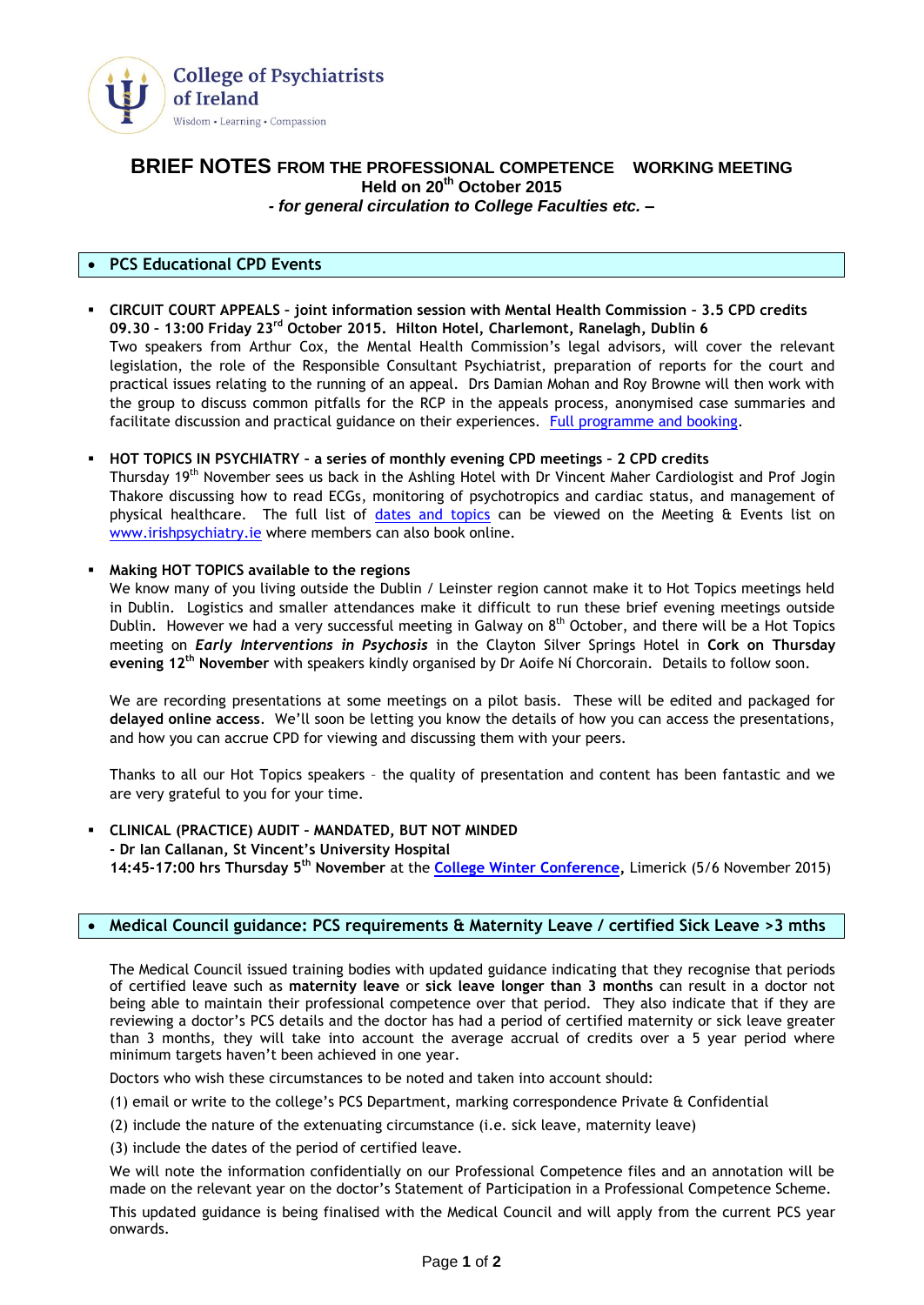College of Psychiatrists of Ireland

Wisdom • Learning • Compassion

# BRIEF NOTES FROM THE PROFESSIONAL COMPETENCE WORKING MEETING

**Held on 20th October 2015**

***- for general circulation to College Faculties etc. –***

## PCS Educational CPD Events

- **CIRCUIT COURT APPEALS – joint information session with Mental Health Commission – 3.5 CPD credits 09.30 – 13:00 Friday 23rd October 2015. Hilton Hotel, Charlemont, Ranelagh, Dublin 6**
  Two speakers from Arthur Cox, the Mental Health Commission's legal advisors, will cover the relevant legislation, the role of the Responsible Consultant Psychiatrist, preparation of reports for the court and practical issues relating to the running of an appeal. Drs Damian Mohan and Roy Browne will then work with the group to discuss common pitfalls for the RCP in the appeals process, anonymised case summaries and facilitate discussion and practical guidance on their experiences. Full programme and booking.

- **HOT TOPICS IN PSYCHIATRY – a series of monthly evening CPD meetings – 2 CPD credits**
  Thursday 19th November sees us back in the Ashling Hotel with Dr Vincent Maher Cardiologist and Prof Jogin Thakore discussing how to read ECGs, monitoring of psychotropics and cardiac status, and management of physical healthcare. The full list of dates and topics can be viewed on the Meeting & Events list on www.irishpsychiatry.ie where members can also book online.

- **Making HOT TOPICS available to the regions**
  We know many of you living outside the Dublin / Leinster region cannot make it to Hot Topics meetings held in Dublin. Logistics and smaller attendances make it difficult to run these brief evening meetings outside Dublin. However we had a very successful meeting in Galway on 8th October, and there will be a Hot Topics meeting on ***Early Interventions in Psychosis*** in the Clayton Silver Springs Hotel in **Cork on Thursday evening 12th November** with speakers kindly organised by Dr Aoife Ní Chorcorain. Details to follow soon.

  We are recording presentations at some meetings on a pilot basis. These will be edited and packaged for **delayed online access**. We'll soon be letting you know the details of how you can access the presentations, and how you can accrue CPD for viewing and discussing them with your peers.

  Thanks to all our Hot Topics speakers – the quality of presentation and content has been fantastic and we are very grateful to you for your time.

- **CLINICAL (PRACTICE) AUDIT – MANDATED, BUT NOT MINDED**
  **- Dr Ian Callanan, St Vincent's University Hospital**
  **14:45-17:00 hrs Thursday 5th November** at the **College Winter Conference,** Limerick (5/6 November 2015)

## Medical Council guidance: PCS requirements & Maternity Leave / certified Sick Leave >3 mths

The Medical Council issued training bodies with updated guidance indicating that they recognise that periods of certified leave such as **maternity leave** or **sick leave longer than 3 months** can result in a doctor not being able to maintain their professional competence over that period. They also indicate that if they are reviewing a doctor's PCS details and the doctor has had a period of certified maternity or sick leave greater than 3 months, they will take into account the average accrual of credits over a 5 year period where minimum targets haven't been achieved in one year.

Doctors who wish these circumstances to be noted and taken into account should:

(1) email or write to the college's PCS Department, marking correspondence Private & Confidential

(2) include the nature of the extenuating circumstance (i.e. sick leave, maternity leave)

(3) include the dates of the period of certified leave.

We will note the information confidentially on our Professional Competence files and an annotation will be made on the relevant year on the doctor's Statement of Participation in a Professional Competence Scheme.

This updated guidance is being finalised with the Medical Council and will apply from the current PCS year onwards.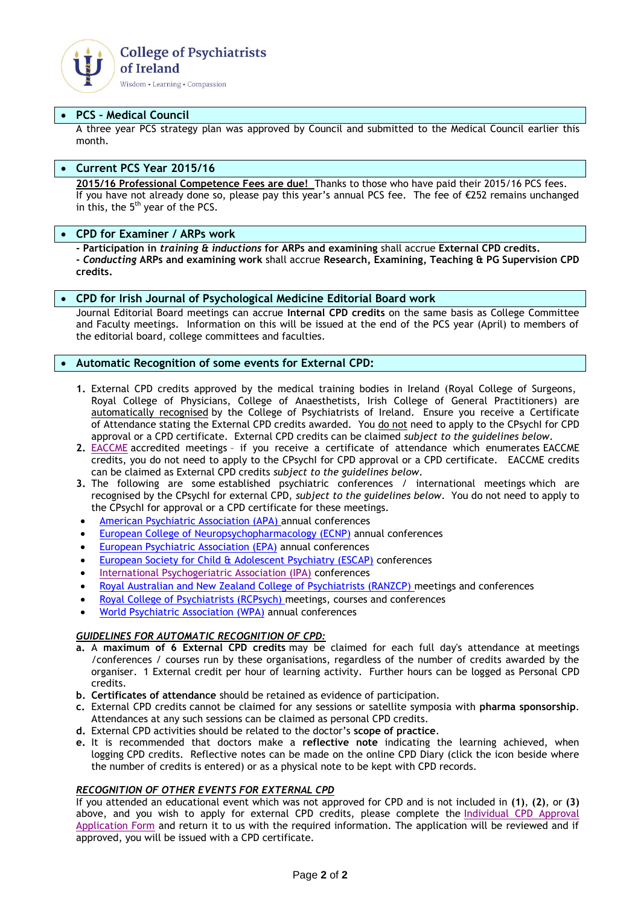College of Psychiatrists of Ireland

Wisdom • Learning • Compassion

## PCS – Medical Council

A three year PCS strategy plan was approved by Council and submitted to the Medical Council earlier this month.

## Current PCS Year 2015/16

**2015/16 Professional Competence Fees are due!** Thanks to those who have paid their 2015/16 PCS fees. If you have not already done so, please pay this year's annual PCS fee. The fee of €252 remains unchanged in this, the 5th year of the PCS.

## CPD for Examiner / ARPs work

**- Participation in *training & inductions* for ARPs and examining** shall accrue **External CPD credits.**
**- *Conducting* ARPs and examining work** shall accrue **Research, Examining, Teaching & PG Supervision CPD credits.**

## CPD for Irish Journal of Psychological Medicine Editorial Board work

Journal Editorial Board meetings can accrue **Internal CPD credits** on the same basis as College Committee and Faculty meetings. Information on this will be issued at the end of the PCS year (April) to members of the editorial board, college committees and faculties.

## Automatic Recognition of some events for External CPD:

1. External CPD credits approved by the medical training bodies in Ireland (Royal College of Surgeons, Royal College of Physicians, College of Anaesthetists, Irish College of General Practitioners) are automatically recognised by the College of Psychiatrists of Ireland. Ensure you receive a Certificate of Attendance stating the External CPD credits awarded. You do not need to apply to the CPsychI for CPD approval or a CPD certificate. External CPD credits can be claimed *subject to the guidelines below*.
2. EACCME accredited meetings – if you receive a certificate of attendance which enumerates EACCME credits, you do not need to apply to the CPsychI for CPD approval or a CPD certificate. EACCME credits can be claimed as External CPD credits *subject to the guidelines below*.
3. The following are some established psychiatric conferences / international meetings which are recognised by the CPsychI for external CPD, *subject to the guidelines below*. You do not need to apply to the CPsychI for approval or a CPD certificate for these meetings.

- American Psychiatric Association (APA) annual conferences
- European College of Neuropsychopharmacology (ECNP) annual conferences
- European Psychiatric Association (EPA) annual conferences
- European Society for Child & Adolescent Psychiatry (ESCAP) conferences
- International Psychogeriatric Association (IPA) conferences
- Royal Australian and New Zealand College of Psychiatrists (RANZCP) meetings and conferences
- Royal College of Psychiatrists (RCPsych) meetings, courses and conferences
- World Psychiatric Association (WPA) annual conferences

### *GUIDELINES FOR AUTOMATIC RECOGNITION OF CPD:*

a. A **maximum of 6 External CPD credits** may be claimed for each full day's attendance at meetings /conferences / courses run by these organisations, regardless of the number of credits awarded by the organiser. 1 External credit per hour of learning activity. Further hours can be logged as Personal CPD credits.
b. **Certificates of attendance** should be retained as evidence of participation.
c. External CPD credits cannot be claimed for any sessions or satellite symposia with **pharma sponsorship**. Attendances at any such sessions can be claimed as personal CPD credits.
d. External CPD activities should be related to the doctor's **scope of practice**.
e. It is recommended that doctors make a **reflective note** indicating the learning achieved, when logging CPD credits. Reflective notes can be made on the online CPD Diary (click the icon beside where the number of credits is entered) or as a physical note to be kept with CPD records.

### *RECOGNITION OF OTHER EVENTS FOR EXTERNAL CPD*

If you attended an educational event which was not approved for CPD and is not included in **(1)**, **(2)**, or **(3)** above, and you wish to apply for external CPD credits, please complete the Individual CPD Approval Application Form and return it to us with the required information. The application will be reviewed and if approved, you will be issued with a CPD certificate.